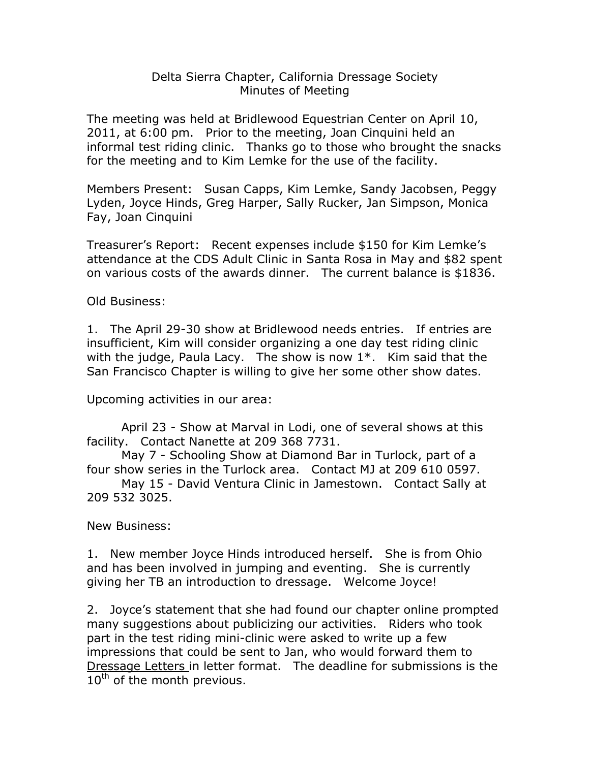# Delta Sierra Chapter, California Dressage Society
## Minutes of Meeting

The meeting was held at Bridlewood Equestrian Center on April 10, 2011, at 6:00 pm. Prior to the meeting, Joan Cinquini held an informal test riding clinic. Thanks go to those who brought the snacks for the meeting and to Kim Lemke for the use of the facility.

Members Present: Susan Capps, Kim Lemke, Sandy Jacobsen, Peggy Lyden, Joyce Hinds, Greg Harper, Sally Rucker, Jan Simpson, Monica Fay, Joan Cinquini

Treasurer's Report: Recent expenses include $150 for Kim Lemke's attendance at the CDS Adult Clinic in Santa Rosa in May and $82 spent on various costs of the awards dinner. The current balance is $1836.

Old Business:

1. The April 29-30 show at Bridlewood needs entries. If entries are insufficient, Kim will consider organizing a one day test riding clinic with the judge, Paula Lacy. The show is now 1*. Kim said that the San Francisco Chapter is willing to give her some other show dates.

Upcoming activities in our area:

April 23 - Show at Marval in Lodi, one of several shows at this facility. Contact Nanette at 209 368 7731.

May 7 - Schooling Show at Diamond Bar in Turlock, part of a four show series in the Turlock area. Contact MJ at 209 610 0597.

May 15 - David Ventura Clinic in Jamestown. Contact Sally at 209 532 3025.

New Business:

1. New member Joyce Hinds introduced herself. She is from Ohio and has been involved in jumping and eventing. She is currently giving her TB an introduction to dressage. Welcome Joyce!

2. Joyce's statement that she had found our chapter online prompted many suggestions about publicizing our activities. Riders who took part in the test riding mini-clinic were asked to write up a few impressions that could be sent to Jan, who would forward them to Dressage Letters in letter format. The deadline for submissions is the 10th of the month previous.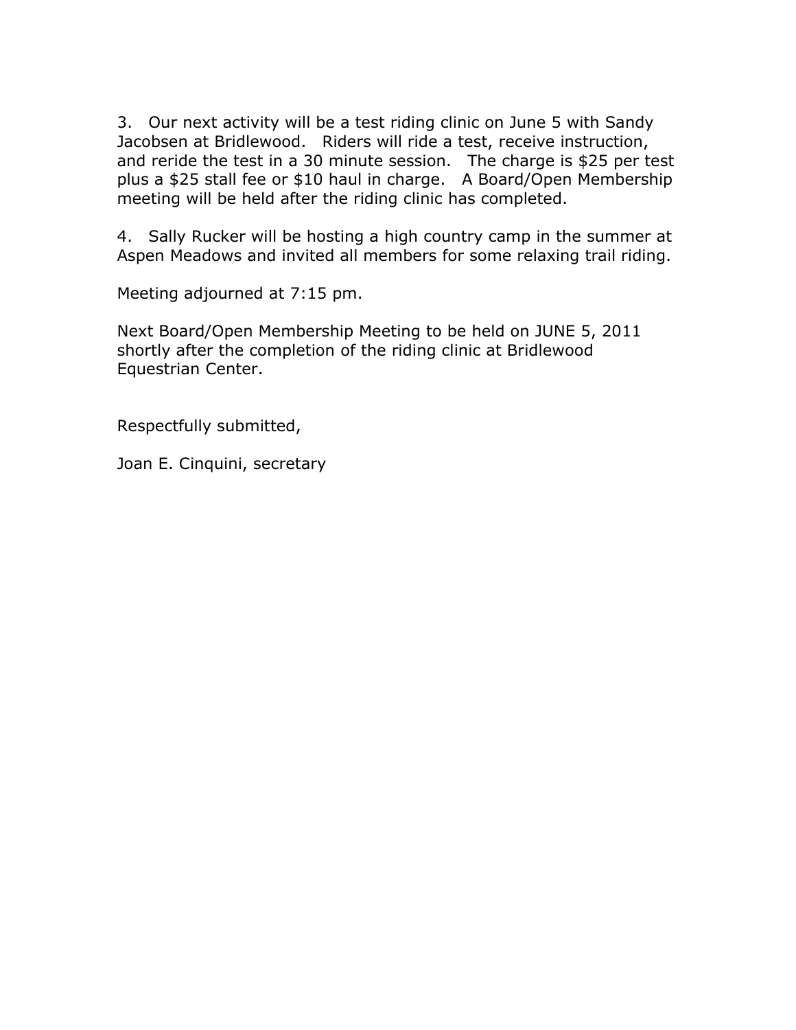3. Our next activity will be a test riding clinic on June 5 with Sandy Jacobsen at Bridlewood. Riders will ride a test, receive instruction, and reride the test in a 30 minute session. The charge is $25 per test plus a $25 stall fee or $10 haul in charge. A Board/Open Membership meeting will be held after the riding clinic has completed.

4. Sally Rucker will be hosting a high country camp in the summer at Aspen Meadows and invited all members for some relaxing trail riding.

Meeting adjourned at 7:15 pm.

Next Board/Open Membership Meeting to be held on JUNE 5, 2011 shortly after the completion of the riding clinic at Bridlewood Equestrian Center.

Respectfully submitted,

Joan E. Cinquini, secretary